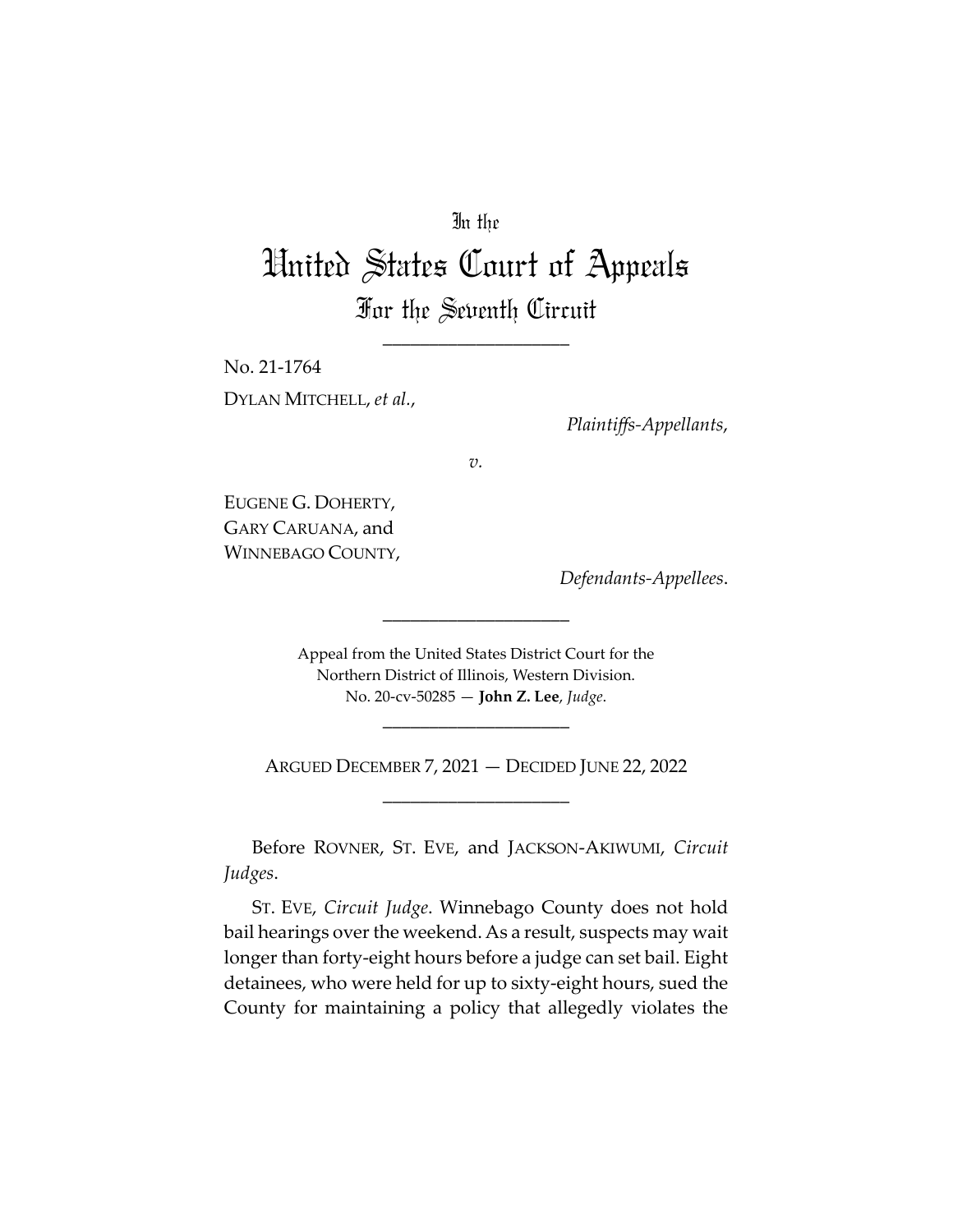In the

# United States Court of Appeals

## For the Seventh Circuit

---

No. 21-1764

DYLAN MITCHELL, *et al.*,

*Plaintiffs-Appellants*,

*v.*

EUGENE G. DOHERTY,
GARY CARUANA, and
WINNEBAGO COUNTY,

*Defendants-Appellees*.

---

Appeal from the United States District Court for the
Northern District of Illinois, Western Division.
No. 20-cv-50285 — **John Z. Lee**, *Judge*.

---

ARGUED DECEMBER 7, 2021 — DECIDED JUNE 22, 2022

---

Before ROVNER, ST. EVE, and JACKSON-AKIWUMI, *Circuit Judges*.

ST. EVE, *Circuit Judge*. Winnebago County does not hold bail hearings over the weekend. As a result, suspects may wait longer than forty-eight hours before a judge can set bail. Eight detainees, who were held for up to sixty-eight hours, sued the County for maintaining a policy that allegedly violates the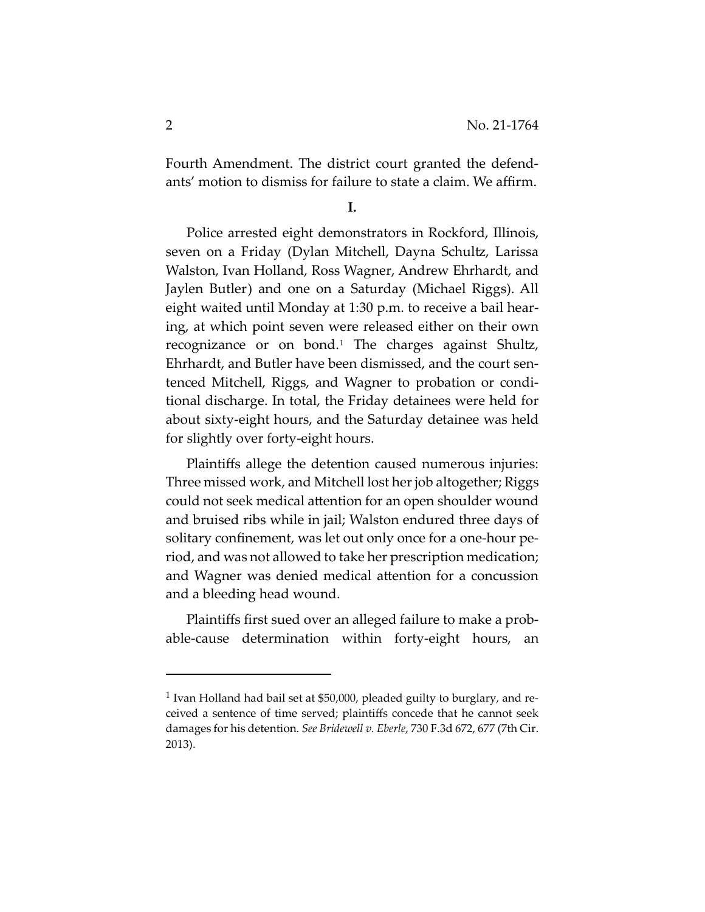Fourth Amendment. The district court granted the defendants' motion to dismiss for failure to state a claim. We affirm.

**I.**

Police arrested eight demonstrators in Rockford, Illinois, seven on a Friday (Dylan Mitchell, Dayna Schultz, Larissa Walston, Ivan Holland, Ross Wagner, Andrew Ehrhardt, and Jaylen Butler) and one on a Saturday (Michael Riggs). All eight waited until Monday at 1:30 p.m. to receive a bail hearing, at which point seven were released either on their own recognizance or on bond.[1] The charges against Shultz, Ehrhardt, and Butler have been dismissed, and the court sentenced Mitchell, Riggs, and Wagner to probation or conditional discharge. In total, the Friday detainees were held for about sixty-eight hours, and the Saturday detainee was held for slightly over forty-eight hours.

Plaintiffs allege the detention caused numerous injuries: Three missed work, and Mitchell lost her job altogether; Riggs could not seek medical attention for an open shoulder wound and bruised ribs while in jail; Walston endured three days of solitary confinement, was let out only once for a one-hour period, and was not allowed to take her prescription medication; and Wagner was denied medical attention for a concussion and a bleeding head wound.

Plaintiffs first sued over an alleged failure to make a probable-cause determination within forty-eight hours, an

---

[1] Ivan Holland had bail set at $50,000, pleaded guilty to burglary, and received a sentence of time served; plaintiffs concede that he cannot seek damages for his detention. *See Bridewell v. Eberle*, 730 F.3d 672, 677 (7th Cir. 2013).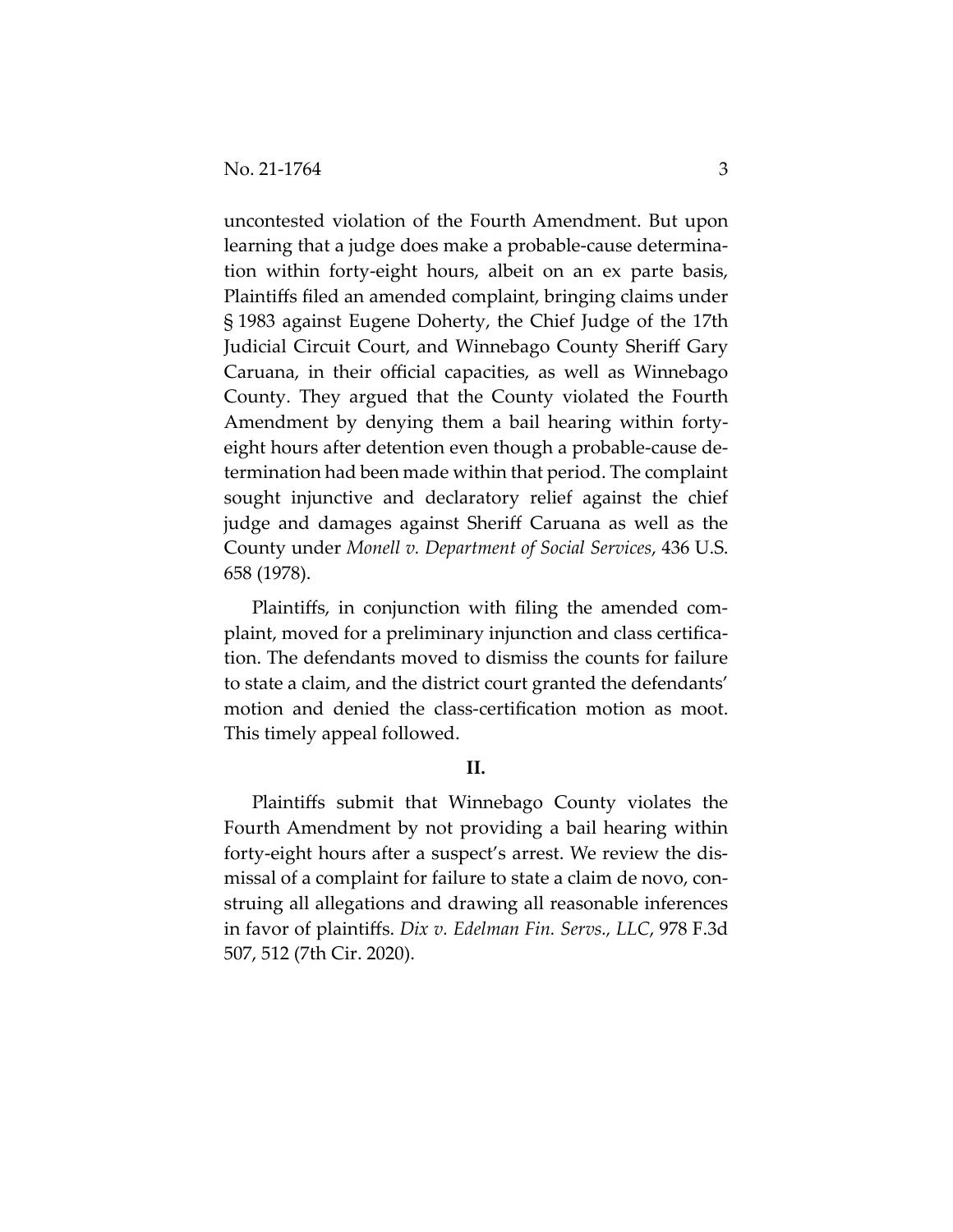uncontested violation of the Fourth Amendment. But upon learning that a judge does make a probable-cause determination within forty-eight hours, albeit on an ex parte basis, Plaintiffs filed an amended complaint, bringing claims under § 1983 against Eugene Doherty, the Chief Judge of the 17th Judicial Circuit Court, and Winnebago County Sheriff Gary Caruana, in their official capacities, as well as Winnebago County. They argued that the County violated the Fourth Amendment by denying them a bail hearing within forty-eight hours after detention even though a probable-cause determination had been made within that period. The complaint sought injunctive and declaratory relief against the chief judge and damages against Sheriff Caruana as well as the County under *Monell v. Department of Social Services*, 436 U.S. 658 (1978).

Plaintiffs, in conjunction with filing the amended complaint, moved for a preliminary injunction and class certification. The defendants moved to dismiss the counts for failure to state a claim, and the district court granted the defendants' motion and denied the class-certification motion as moot. This timely appeal followed.

## II.

Plaintiffs submit that Winnebago County violates the Fourth Amendment by not providing a bail hearing within forty-eight hours after a suspect's arrest. We review the dismissal of a complaint for failure to state a claim de novo, construing all allegations and drawing all reasonable inferences in favor of plaintiffs. *Dix v. Edelman Fin. Servs., LLC*, 978 F.3d 507, 512 (7th Cir. 2020).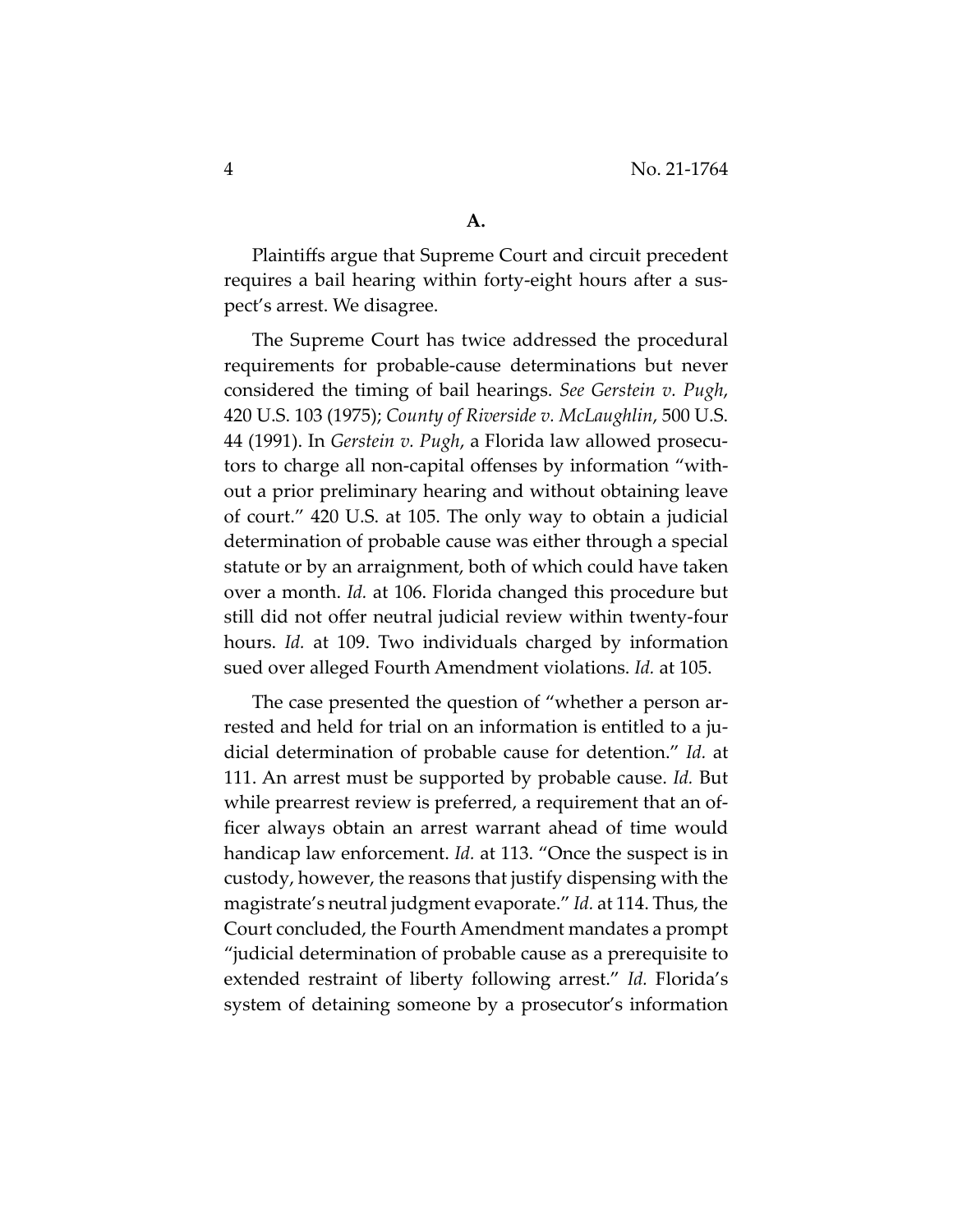**A.**

Plaintiffs argue that Supreme Court and circuit precedent requires a bail hearing within forty-eight hours after a suspect's arrest. We disagree.

The Supreme Court has twice addressed the procedural requirements for probable-cause determinations but never considered the timing of bail hearings. *See Gerstein v. Pugh*, 420 U.S. 103 (1975); *County of Riverside v. McLaughlin*, 500 U.S. 44 (1991). In *Gerstein v. Pugh*, a Florida law allowed prosecutors to charge all non-capital offenses by information "without a prior preliminary hearing and without obtaining leave of court." 420 U.S. at 105. The only way to obtain a judicial determination of probable cause was either through a special statute or by an arraignment, both of which could have taken over a month. *Id.* at 106. Florida changed this procedure but still did not offer neutral judicial review within twenty-four hours. *Id.* at 109. Two individuals charged by information sued over alleged Fourth Amendment violations. *Id.* at 105.

The case presented the question of "whether a person arrested and held for trial on an information is entitled to a judicial determination of probable cause for detention." *Id.* at 111. An arrest must be supported by probable cause. *Id.* But while prearrest review is preferred, a requirement that an officer always obtain an arrest warrant ahead of time would handicap law enforcement. *Id.* at 113. "Once the suspect is in custody, however, the reasons that justify dispensing with the magistrate's neutral judgment evaporate." *Id.* at 114. Thus, the Court concluded, the Fourth Amendment mandates a prompt "judicial determination of probable cause as a prerequisite to extended restraint of liberty following arrest." *Id.* Florida's system of detaining someone by a prosecutor's information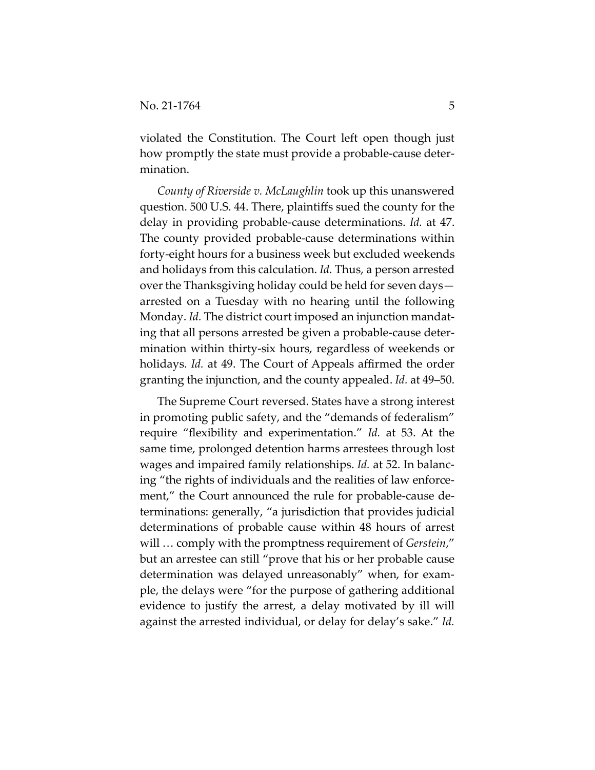violated the Constitution. The Court left open though just how promptly the state must provide a probable-cause determination.

*County of Riverside v. McLaughlin* took up this unanswered question. 500 U.S. 44. There, plaintiffs sued the county for the delay in providing probable-cause determinations. *Id.* at 47. The county provided probable-cause determinations within forty-eight hours for a business week but excluded weekends and holidays from this calculation. *Id.* Thus, a person arrested over the Thanksgiving holiday could be held for seven days—arrested on a Tuesday with no hearing until the following Monday. *Id.* The district court imposed an injunction mandating that all persons arrested be given a probable-cause determination within thirty-six hours, regardless of weekends or holidays. *Id.* at 49. The Court of Appeals affirmed the order granting the injunction, and the county appealed. *Id.* at 49–50.

The Supreme Court reversed. States have a strong interest in promoting public safety, and the "demands of federalism" require "flexibility and experimentation." *Id.* at 53. At the same time, prolonged detention harms arrestees through lost wages and impaired family relationships. *Id.* at 52. In balancing "the rights of individuals and the realities of law enforcement," the Court announced the rule for probable-cause determinations: generally, "a jurisdiction that provides judicial determinations of probable cause within 48 hours of arrest will … comply with the promptness requirement of *Gerstein*," but an arrestee can still "prove that his or her probable cause determination was delayed unreasonably" when, for example, the delays were "for the purpose of gathering additional evidence to justify the arrest, a delay motivated by ill will against the arrested individual, or delay for delay's sake." *Id.*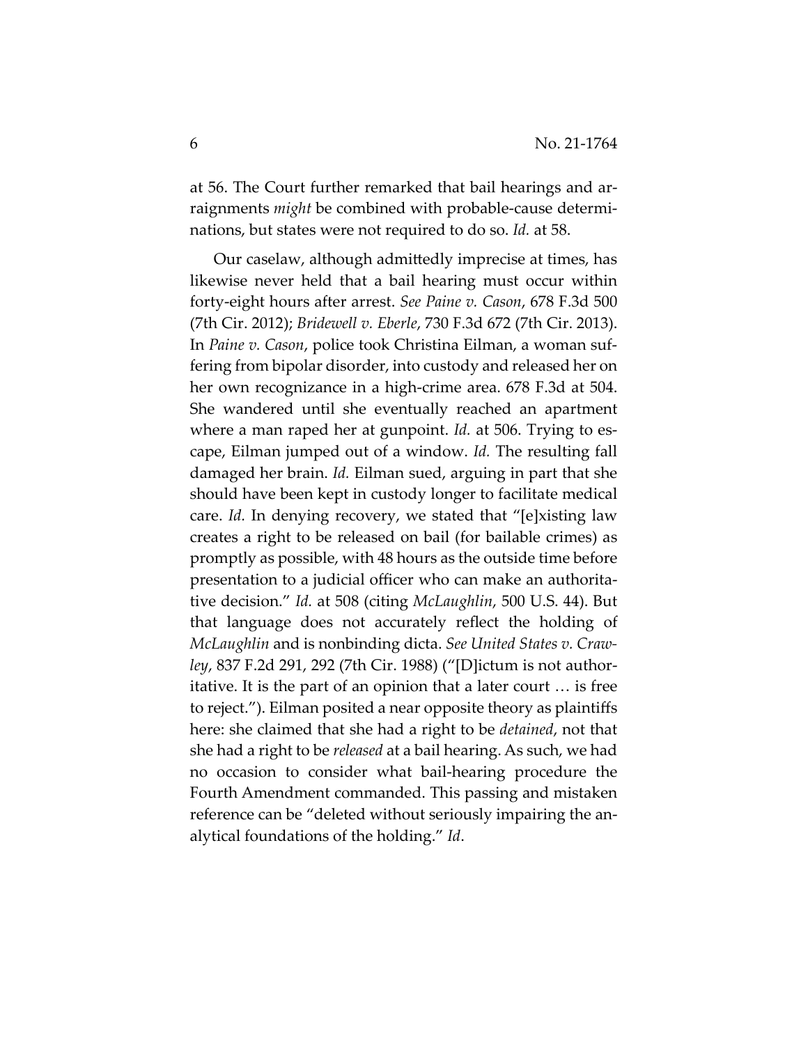at 56. The Court further remarked that bail hearings and arraignments *might* be combined with probable-cause determinations, but states were not required to do so. *Id.* at 58.

Our caselaw, although admittedly imprecise at times, has likewise never held that a bail hearing must occur within forty-eight hours after arrest. *See Paine v. Cason*, 678 F.3d 500 (7th Cir. 2012); *Bridewell v. Eberle*, 730 F.3d 672 (7th Cir. 2013). In *Paine v. Cason*, police took Christina Eilman, a woman suffering from bipolar disorder, into custody and released her on her own recognizance in a high-crime area. 678 F.3d at 504. She wandered until she eventually reached an apartment where a man raped her at gunpoint. *Id.* at 506. Trying to escape, Eilman jumped out of a window. *Id.* The resulting fall damaged her brain. *Id.* Eilman sued, arguing in part that she should have been kept in custody longer to facilitate medical care. *Id.* In denying recovery, we stated that "[e]xisting law creates a right to be released on bail (for bailable crimes) as promptly as possible, with 48 hours as the outside time before presentation to a judicial officer who can make an authoritative decision." *Id.* at 508 (citing *McLaughlin*, 500 U.S. 44). But that language does not accurately reflect the holding of *McLaughlin* and is nonbinding dicta. *See United States v. Crawley*, 837 F.2d 291, 292 (7th Cir. 1988) ("[D]ictum is not authoritative. It is the part of an opinion that a later court … is free to reject."). Eilman posited a near opposite theory as plaintiffs here: she claimed that she had a right to be *detained*, not that she had a right to be *released* at a bail hearing. As such, we had no occasion to consider what bail-hearing procedure the Fourth Amendment commanded. This passing and mistaken reference can be "deleted without seriously impairing the analytical foundations of the holding." *Id*.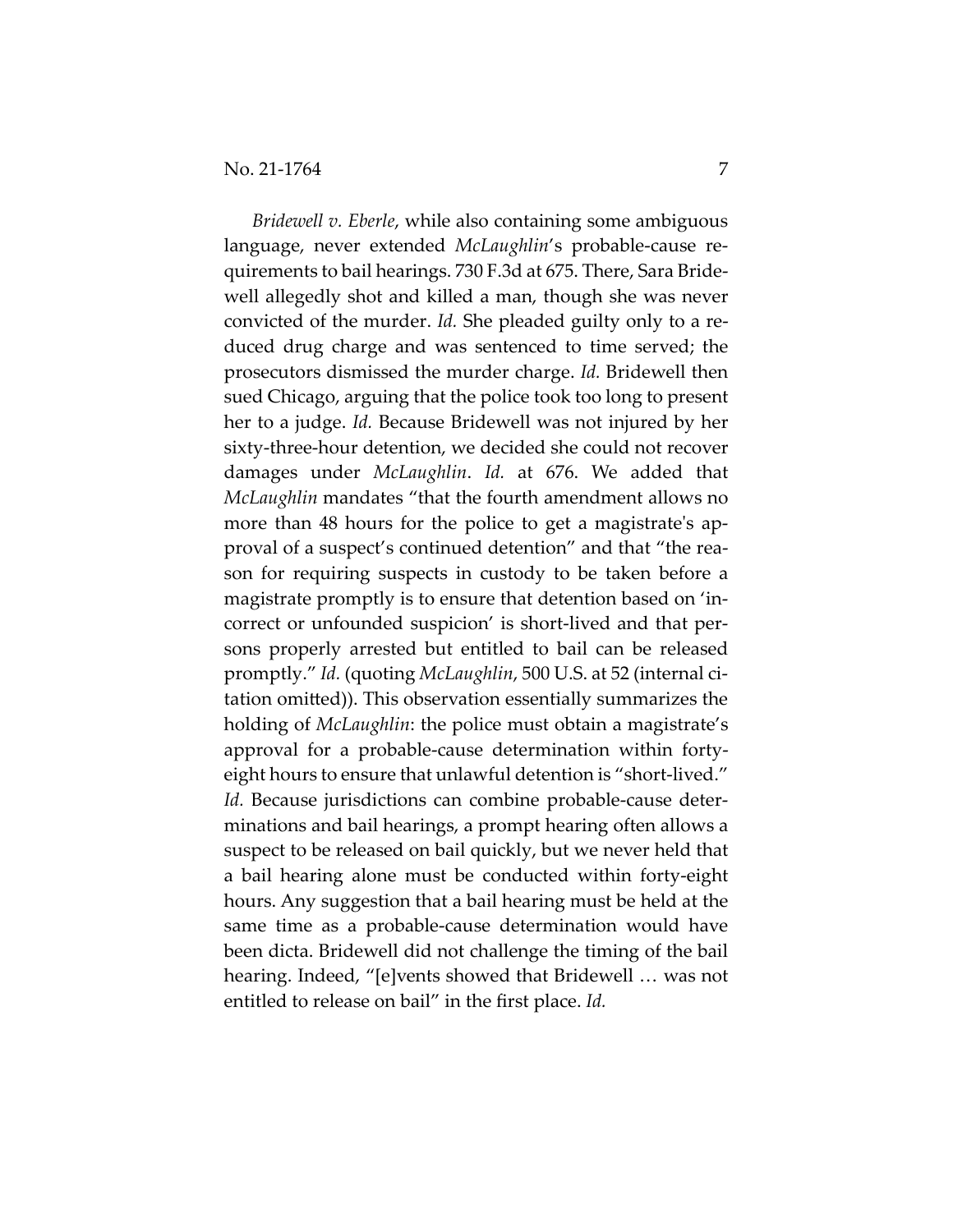*Bridewell v. Eberle*, while also containing some ambiguous language, never extended *McLaughlin*'s probable-cause requirements to bail hearings. 730 F.3d at 675. There, Sara Bridewell allegedly shot and killed a man, though she was never convicted of the murder. *Id.* She pleaded guilty only to a reduced drug charge and was sentenced to time served; the prosecutors dismissed the murder charge. *Id.* Bridewell then sued Chicago, arguing that the police took too long to present her to a judge. *Id.* Because Bridewell was not injured by her sixty-three-hour detention, we decided she could not recover damages under *McLaughlin*. *Id.* at 676. We added that *McLaughlin* mandates "that the fourth amendment allows no more than 48 hours for the police to get a magistrate's approval of a suspect's continued detention" and that "the reason for requiring suspects in custody to be taken before a magistrate promptly is to ensure that detention based on 'incorrect or unfounded suspicion' is short-lived and that persons properly arrested but entitled to bail can be released promptly." *Id.* (quoting *McLaughlin*, 500 U.S. at 52 (internal citation omitted)). This observation essentially summarizes the holding of *McLaughlin*: the police must obtain a magistrate's approval for a probable-cause determination within forty-eight hours to ensure that unlawful detention is "short-lived." *Id.* Because jurisdictions can combine probable-cause determinations and bail hearings, a prompt hearing often allows a suspect to be released on bail quickly, but we never held that a bail hearing alone must be conducted within forty-eight hours. Any suggestion that a bail hearing must be held at the same time as a probable-cause determination would have been dicta. Bridewell did not challenge the timing of the bail hearing. Indeed, "[e]vents showed that Bridewell … was not entitled to release on bail" in the first place. *Id.*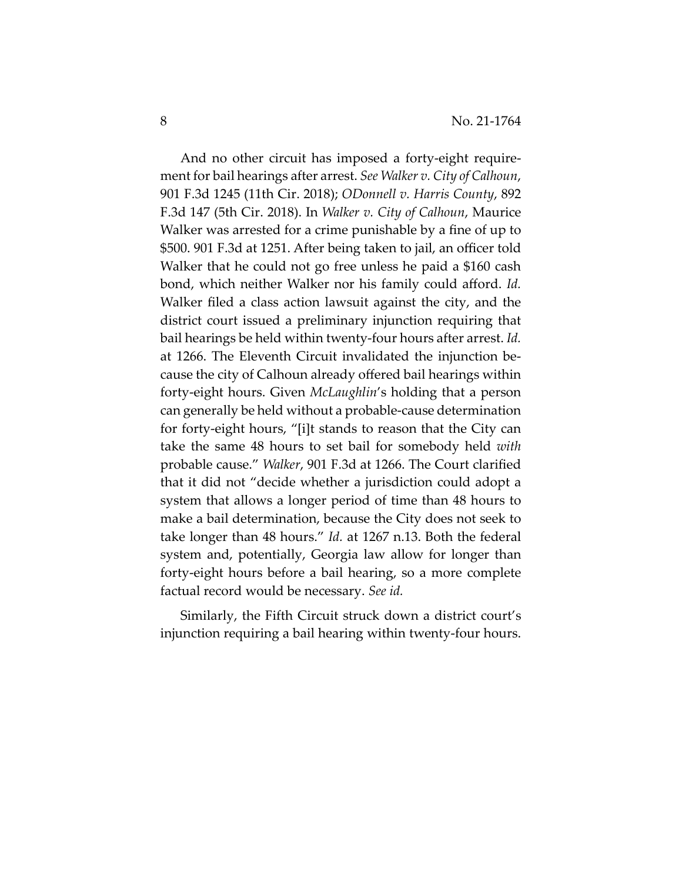And no other circuit has imposed a forty-eight requirement for bail hearings after arrest. *See Walker v. City of Calhoun*, 901 F.3d 1245 (11th Cir. 2018); *ODonnell v. Harris County*, 892 F.3d 147 (5th Cir. 2018). In *Walker v. City of Calhoun*, Maurice Walker was arrested for a crime punishable by a fine of up to $500. 901 F.3d at 1251. After being taken to jail, an officer told Walker that he could not go free unless he paid a $160 cash bond, which neither Walker nor his family could afford. *Id.* Walker filed a class action lawsuit against the city, and the district court issued a preliminary injunction requiring that bail hearings be held within twenty-four hours after arrest. *Id.* at 1266. The Eleventh Circuit invalidated the injunction because the city of Calhoun already offered bail hearings within forty-eight hours. Given *McLaughlin*'s holding that a person can generally be held without a probable-cause determination for forty-eight hours, "[i]t stands to reason that the City can take the same 48 hours to set bail for somebody held *with* probable cause." *Walker*, 901 F.3d at 1266. The Court clarified that it did not "decide whether a jurisdiction could adopt a system that allows a longer period of time than 48 hours to make a bail determination, because the City does not seek to take longer than 48 hours." *Id.* at 1267 n.13. Both the federal system and, potentially, Georgia law allow for longer than forty-eight hours before a bail hearing, so a more complete factual record would be necessary. *See id.*

Similarly, the Fifth Circuit struck down a district court's injunction requiring a bail hearing within twenty-four hours.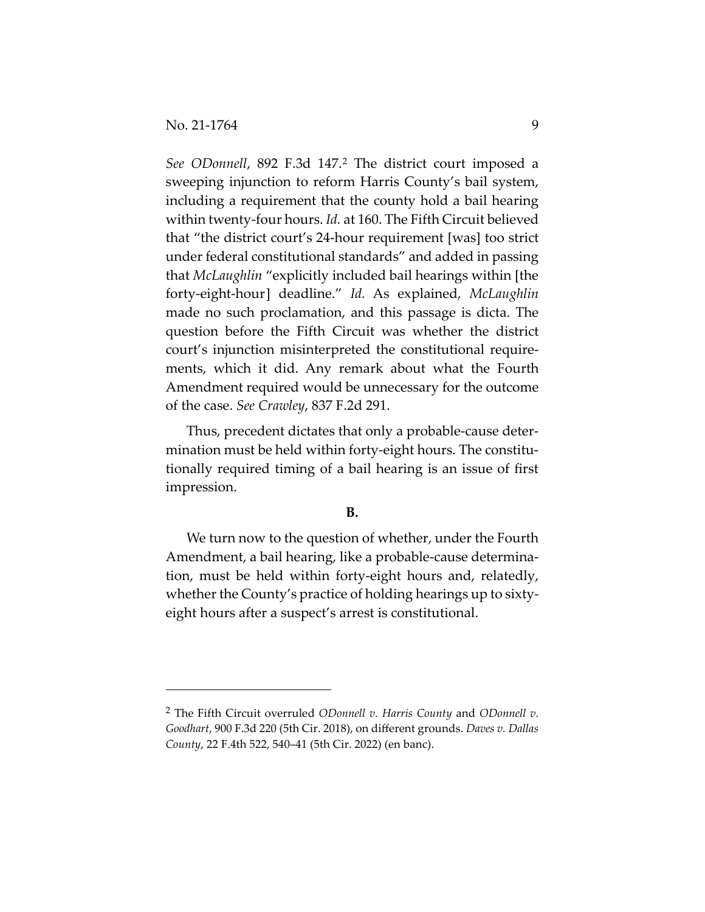*See ODonnell*, 892 F.3d 147.[2] The district court imposed a sweeping injunction to reform Harris County's bail system, including a requirement that the county hold a bail hearing within twenty-four hours. *Id.* at 160. The Fifth Circuit believed that "the district court's 24-hour requirement [was] too strict under federal constitutional standards" and added in passing that *McLaughlin* "explicitly included bail hearings within [the forty-eight-hour] deadline." *Id.* As explained, *McLaughlin* made no such proclamation, and this passage is dicta. The question before the Fifth Circuit was whether the district court's injunction misinterpreted the constitutional requirements, which it did. Any remark about what the Fourth Amendment required would be unnecessary for the outcome of the case. *See Crawley*, 837 F.2d 291.

Thus, precedent dictates that only a probable-cause determination must be held within forty-eight hours. The constitutionally required timing of a bail hearing is an issue of first impression.

**B.**

We turn now to the question of whether, under the Fourth Amendment, a bail hearing, like a probable-cause determination, must be held within forty-eight hours and, relatedly, whether the County's practice of holding hearings up to sixty-eight hours after a suspect's arrest is constitutional.

---

[2] The Fifth Circuit overruled *ODonnell v. Harris County* and *ODonnell v. Goodhart*, 900 F.3d 220 (5th Cir. 2018), on different grounds. *Daves v. Dallas County*, 22 F.4th 522, 540–41 (5th Cir. 2022) (en banc).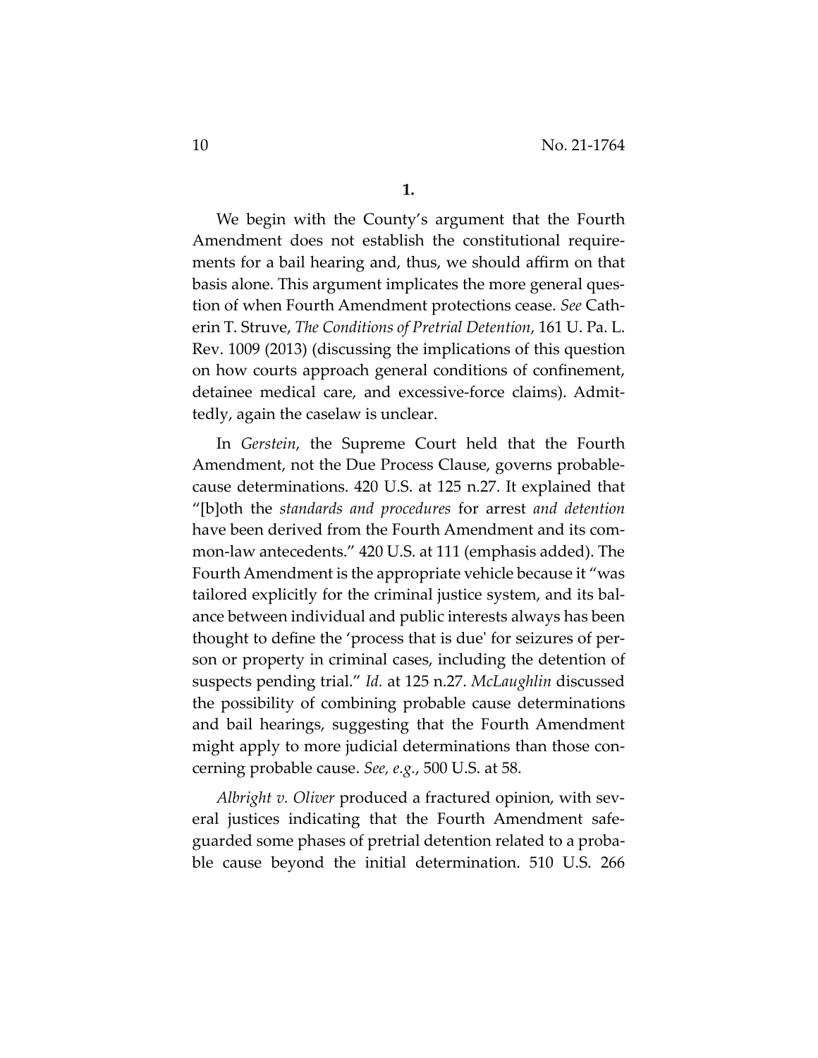**1.**

We begin with the County's argument that the Fourth Amendment does not establish the constitutional requirements for a bail hearing and, thus, we should affirm on that basis alone. This argument implicates the more general question of when Fourth Amendment protections cease. *See* Catherin T. Struve, *The Conditions of Pretrial Detention*, 161 U. Pa. L. Rev. 1009 (2013) (discussing the implications of this question on how courts approach general conditions of confinement, detainee medical care, and excessive-force claims). Admittedly, again the caselaw is unclear.

In *Gerstein*, the Supreme Court held that the Fourth Amendment, not the Due Process Clause, governs probable-cause determinations. 420 U.S. at 125 n.27. It explained that "[b]oth the *standards and procedures* for arrest *and detention* have been derived from the Fourth Amendment and its common-law antecedents." 420 U.S. at 111 (emphasis added). The Fourth Amendment is the appropriate vehicle because it "was tailored explicitly for the criminal justice system, and its balance between individual and public interests always has been thought to define the 'process that is due' for seizures of person or property in criminal cases, including the detention of suspects pending trial." *Id.* at 125 n.27. *McLaughlin* discussed the possibility of combining probable cause determinations and bail hearings, suggesting that the Fourth Amendment might apply to more judicial determinations than those concerning probable cause. *See, e.g.*, 500 U.S. at 58.

*Albright v. Oliver* produced a fractured opinion, with several justices indicating that the Fourth Amendment safeguarded some phases of pretrial detention related to a probable cause beyond the initial determination. 510 U.S. 266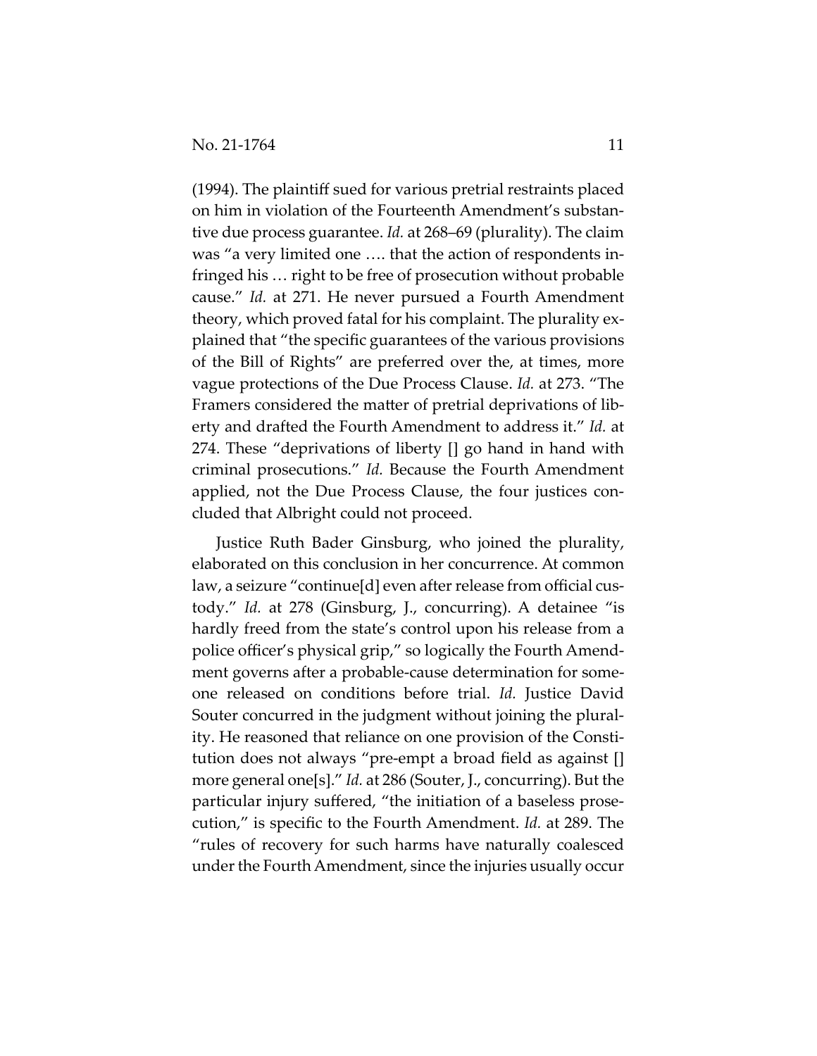(1994). The plaintiff sued for various pretrial restraints placed on him in violation of the Fourteenth Amendment's substantive due process guarantee. *Id.* at 268–69 (plurality). The claim was "a very limited one …. that the action of respondents infringed his … right to be free of prosecution without probable cause." *Id.* at 271. He never pursued a Fourth Amendment theory, which proved fatal for his complaint. The plurality explained that "the specific guarantees of the various provisions of the Bill of Rights" are preferred over the, at times, more vague protections of the Due Process Clause. *Id.* at 273. "The Framers considered the matter of pretrial deprivations of liberty and drafted the Fourth Amendment to address it." *Id.* at 274. These "deprivations of liberty [] go hand in hand with criminal prosecutions." *Id.* Because the Fourth Amendment applied, not the Due Process Clause, the four justices concluded that Albright could not proceed.

Justice Ruth Bader Ginsburg, who joined the plurality, elaborated on this conclusion in her concurrence. At common law, a seizure "continue[d] even after release from official custody." *Id.* at 278 (Ginsburg, J., concurring). A detainee "is hardly freed from the state's control upon his release from a police officer's physical grip," so logically the Fourth Amendment governs after a probable-cause determination for someone released on conditions before trial. *Id.* Justice David Souter concurred in the judgment without joining the plurality. He reasoned that reliance on one provision of the Constitution does not always "pre-empt a broad field as against [] more general one[s]." *Id.* at 286 (Souter, J., concurring). But the particular injury suffered, "the initiation of a baseless prosecution," is specific to the Fourth Amendment. *Id.* at 289. The "rules of recovery for such harms have naturally coalesced under the Fourth Amendment, since the injuries usually occur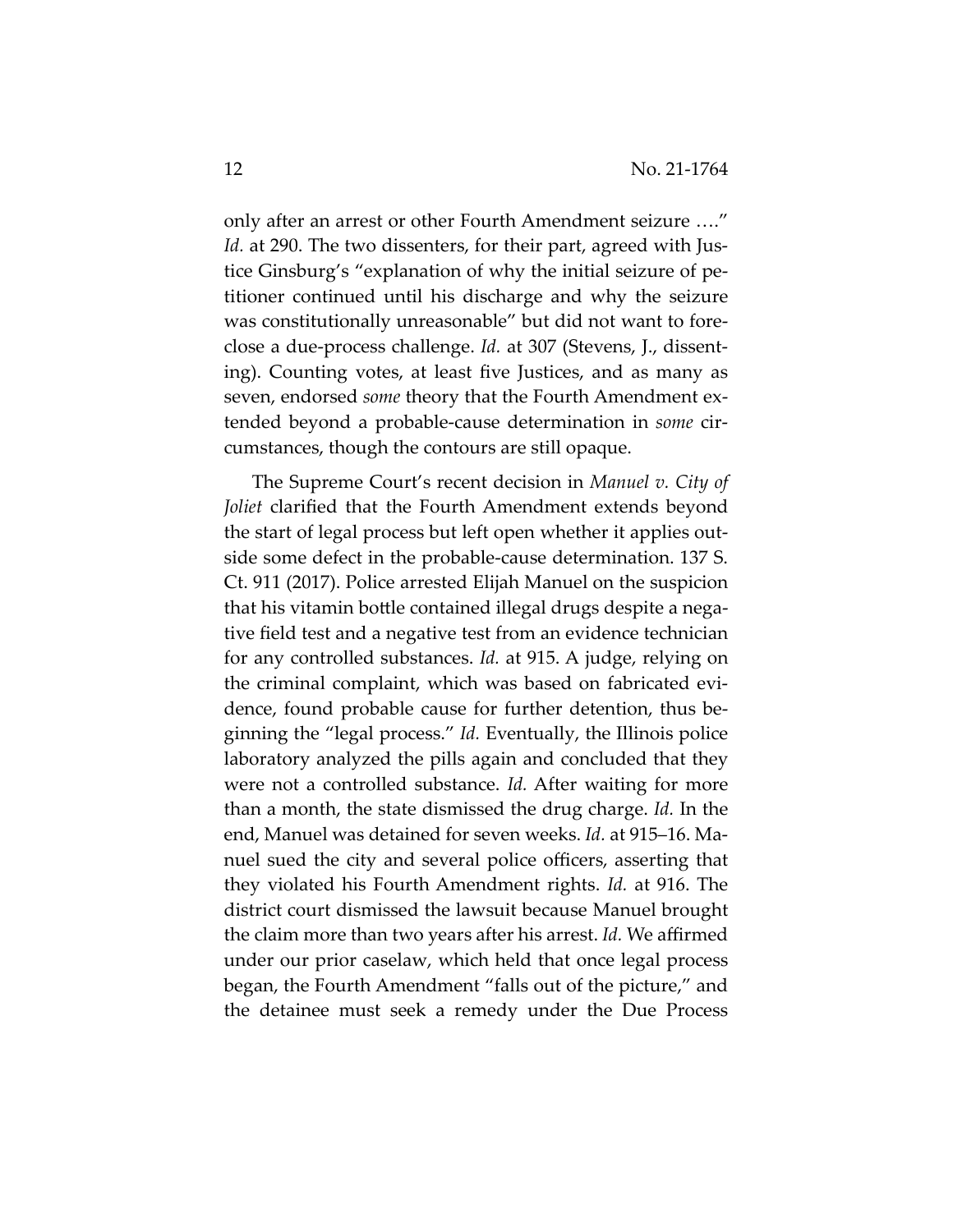only after an arrest or other Fourth Amendment seizure …." *Id.* at 290. The two dissenters, for their part, agreed with Justice Ginsburg's "explanation of why the initial seizure of petitioner continued until his discharge and why the seizure was constitutionally unreasonable" but did not want to foreclose a due-process challenge. *Id.* at 307 (Stevens, J., dissenting). Counting votes, at least five Justices, and as many as seven, endorsed *some* theory that the Fourth Amendment extended beyond a probable-cause determination in *some* circumstances, though the contours are still opaque.

The Supreme Court's recent decision in *Manuel v. City of Joliet* clarified that the Fourth Amendment extends beyond the start of legal process but left open whether it applies outside some defect in the probable-cause determination. 137 S. Ct. 911 (2017). Police arrested Elijah Manuel on the suspicion that his vitamin bottle contained illegal drugs despite a negative field test and a negative test from an evidence technician for any controlled substances. *Id.* at 915. A judge, relying on the criminal complaint, which was based on fabricated evidence, found probable cause for further detention, thus beginning the "legal process." *Id.* Eventually, the Illinois police laboratory analyzed the pills again and concluded that they were not a controlled substance. *Id.* After waiting for more than a month, the state dismissed the drug charge. *Id.* In the end, Manuel was detained for seven weeks. *Id.* at 915–16. Manuel sued the city and several police officers, asserting that they violated his Fourth Amendment rights. *Id.* at 916. The district court dismissed the lawsuit because Manuel brought the claim more than two years after his arrest. *Id.* We affirmed under our prior caselaw, which held that once legal process began, the Fourth Amendment "falls out of the picture," and the detainee must seek a remedy under the Due Process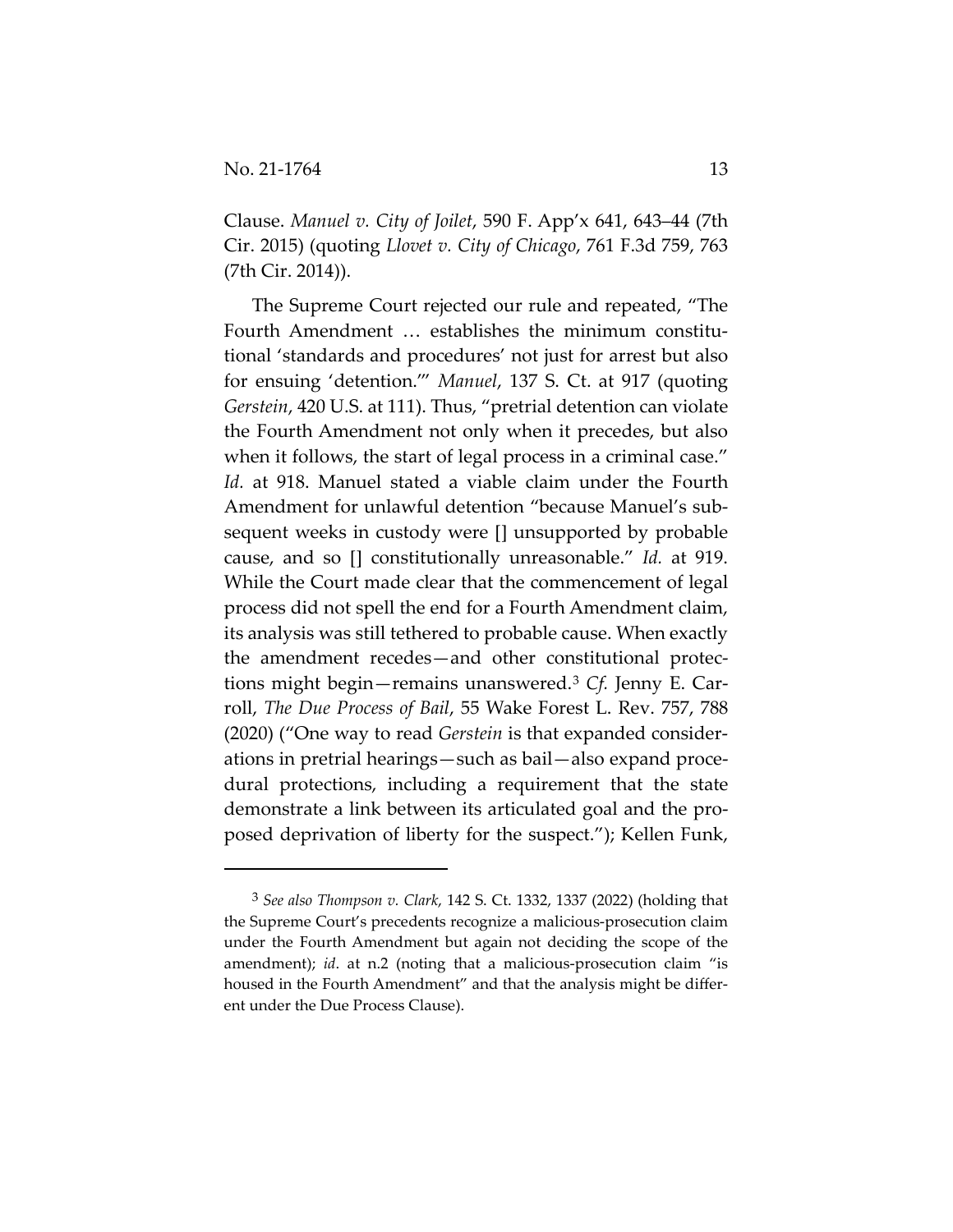Clause. *Manuel v. City of Joilet*, 590 F. App'x 641, 643–44 (7th Cir. 2015) (quoting *Llovet v. City of Chicago*, 761 F.3d 759, 763 (7th Cir. 2014)).

The Supreme Court rejected our rule and repeated, "The Fourth Amendment … establishes the minimum constitutional 'standards and procedures' not just for arrest but also for ensuing 'detention.'" *Manuel*, 137 S. Ct. at 917 (quoting *Gerstein*, 420 U.S. at 111). Thus, "pretrial detention can violate the Fourth Amendment not only when it precedes, but also when it follows, the start of legal process in a criminal case." *Id.* at 918. Manuel stated a viable claim under the Fourth Amendment for unlawful detention "because Manuel's subsequent weeks in custody were [] unsupported by probable cause, and so [] constitutionally unreasonable." *Id.* at 919. While the Court made clear that the commencement of legal process did not spell the end for a Fourth Amendment claim, its analysis was still tethered to probable cause. When exactly the amendment recedes—and other constitutional protections might begin—remains unanswered.[3] *Cf.* Jenny E. Carroll, *The Due Process of Bail*, 55 Wake Forest L. Rev. 757, 788 (2020) ("One way to read *Gerstein* is that expanded considerations in pretrial hearings—such as bail—also expand procedural protections, including a requirement that the state demonstrate a link between its articulated goal and the proposed deprivation of liberty for the suspect."); Kellen Funk,

---

[3] *See also Thompson v. Clark*, 142 S. Ct. 1332, 1337 (2022) (holding that the Supreme Court's precedents recognize a malicious-prosecution claim under the Fourth Amendment but again not deciding the scope of the amendment); *id*. at n.2 (noting that a malicious-prosecution claim "is housed in the Fourth Amendment" and that the analysis might be different under the Due Process Clause).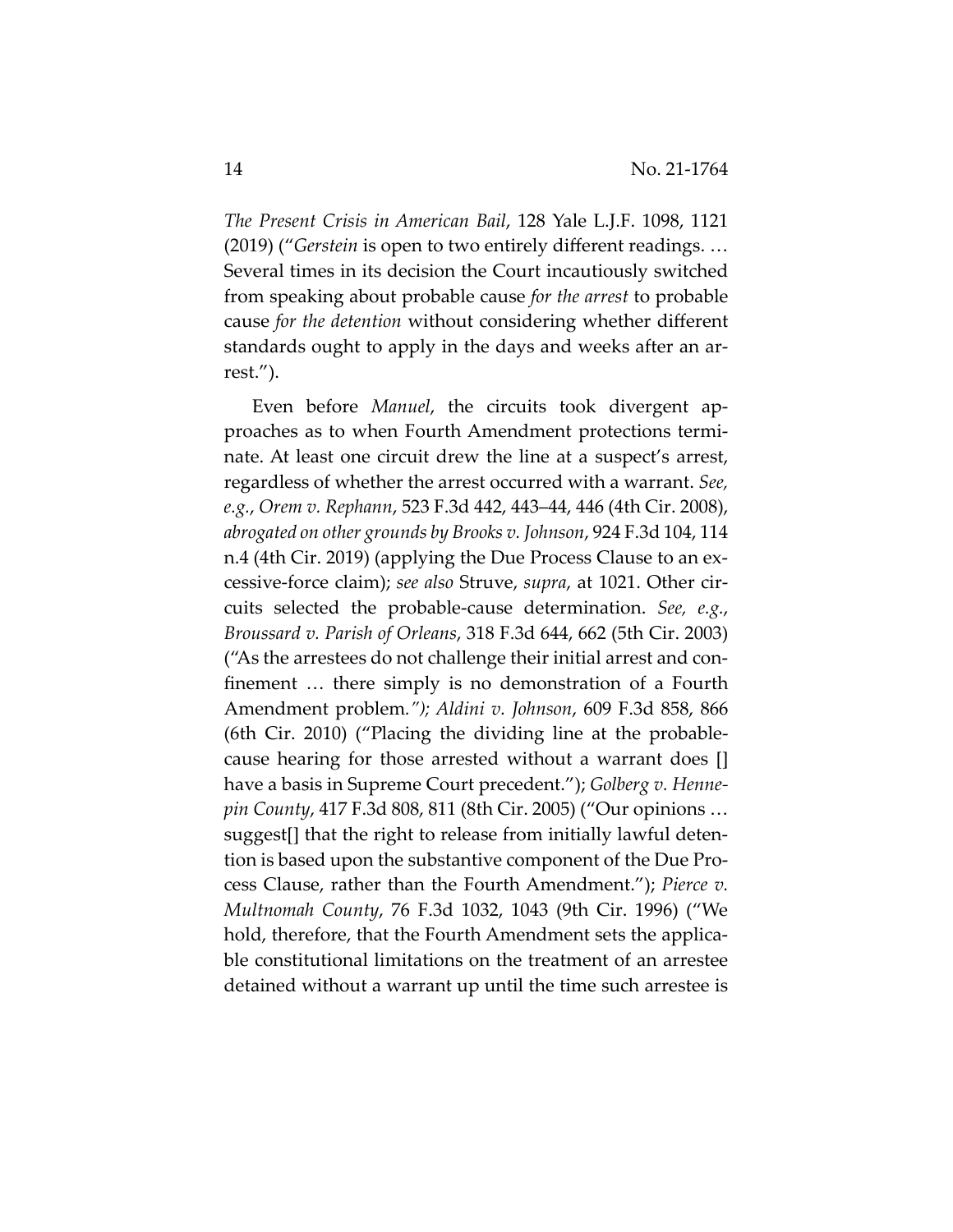*The Present Crisis in American Bail*, 128 Yale L.J.F. 1098, 1121 (2019) ("*Gerstein* is open to two entirely different readings. … Several times in its decision the Court incautiously switched from speaking about probable cause *for the arrest* to probable cause *for the detention* without considering whether different standards ought to apply in the days and weeks after an arrest.").

Even before *Manuel*, the circuits took divergent approaches as to when Fourth Amendment protections terminate. At least one circuit drew the line at a suspect's arrest, regardless of whether the arrest occurred with a warrant. *See, e.g.*, *Orem v. Rephann*, 523 F.3d 442, 443–44, 446 (4th Cir. 2008), *abrogated on other grounds by Brooks v. Johnson*, 924 F.3d 104, 114 n.4 (4th Cir. 2019) (applying the Due Process Clause to an excessive-force claim); *see also* Struve, *supra*, at 1021. Other circuits selected the probable-cause determination. *See, e.g.*, *Broussard v. Parish of Orleans*, 318 F.3d 644, 662 (5th Cir. 2003) ("As the arrestees do not challenge their initial arrest and confinement … there simply is no demonstration of a Fourth Amendment problem."); *Aldini v. Johnson*, 609 F.3d 858, 866 (6th Cir. 2010) ("Placing the dividing line at the probable-cause hearing for those arrested without a warrant does [] have a basis in Supreme Court precedent."); *Golberg v. Hennepin County*, 417 F.3d 808, 811 (8th Cir. 2005) ("Our opinions … suggest[] that the right to release from initially lawful detention is based upon the substantive component of the Due Process Clause, rather than the Fourth Amendment."); *Pierce v. Multnomah County*, 76 F.3d 1032, 1043 (9th Cir. 1996) ("We hold, therefore, that the Fourth Amendment sets the applicable constitutional limitations on the treatment of an arrestee detained without a warrant up until the time such arrestee is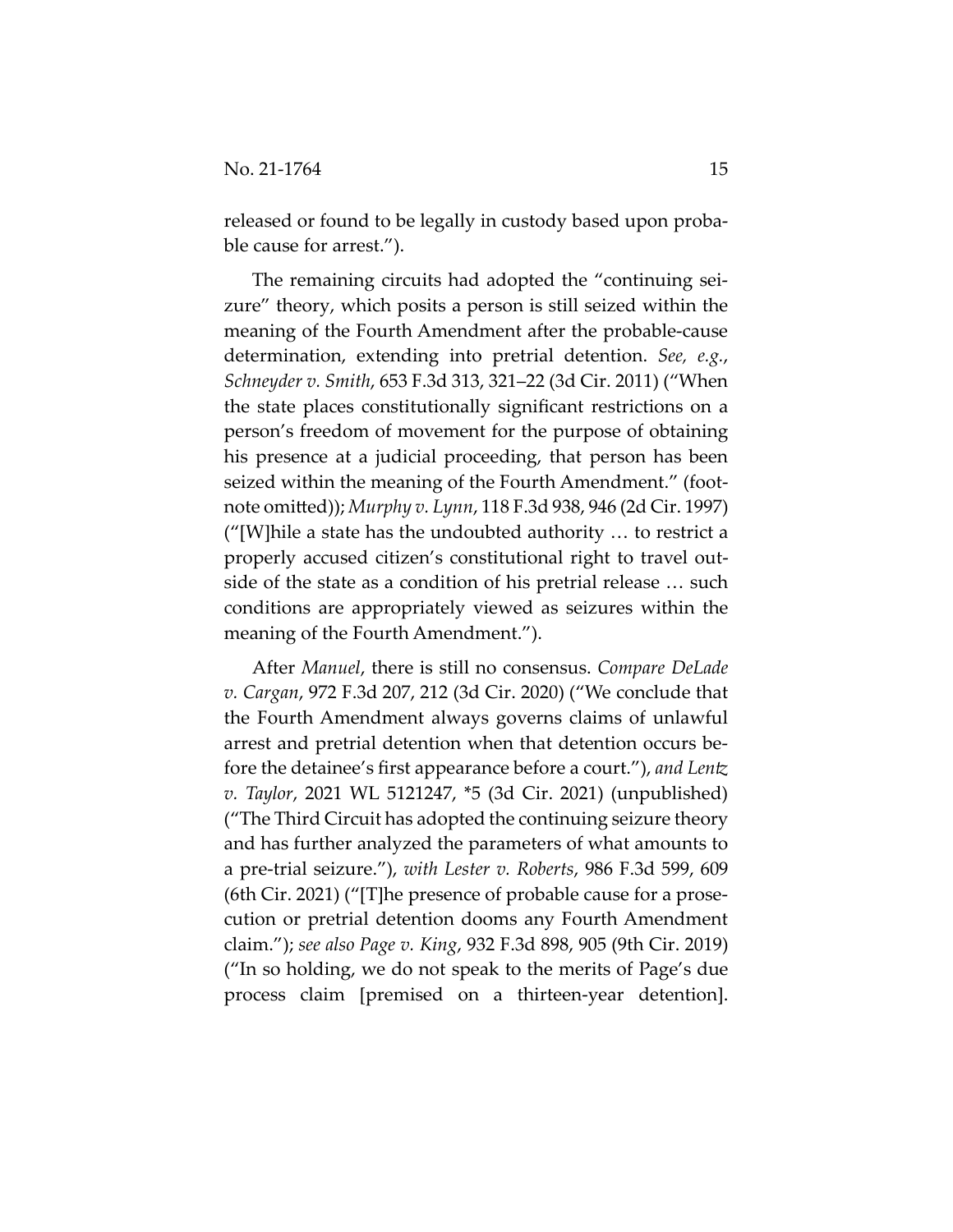released or found to be legally in custody based upon probable cause for arrest.").

The remaining circuits had adopted the "continuing seizure" theory, which posits a person is still seized within the meaning of the Fourth Amendment after the probable-cause determination, extending into pretrial detention. *See, e.g.*, *Schneyder v. Smith*, 653 F.3d 313, 321–22 (3d Cir. 2011) ("When the state places constitutionally significant restrictions on a person's freedom of movement for the purpose of obtaining his presence at a judicial proceeding, that person has been seized within the meaning of the Fourth Amendment." (footnote omitted)); *Murphy v. Lynn*, 118 F.3d 938, 946 (2d Cir. 1997) ("[W]hile a state has the undoubted authority … to restrict a properly accused citizen's constitutional right to travel outside of the state as a condition of his pretrial release … such conditions are appropriately viewed as seizures within the meaning of the Fourth Amendment.").

After *Manuel*, there is still no consensus. *Compare DeLade v. Cargan*, 972 F.3d 207, 212 (3d Cir. 2020) ("We conclude that the Fourth Amendment always governs claims of unlawful arrest and pretrial detention when that detention occurs before the detainee's first appearance before a court."), *and Lentz v. Taylor*, 2021 WL 5121247, *5 (3d Cir. 2021) (unpublished) ("The Third Circuit has adopted the continuing seizure theory and has further analyzed the parameters of what amounts to a pre-trial seizure."), *with Lester v. Roberts*, 986 F.3d 599, 609 (6th Cir. 2021) ("[T]he presence of probable cause for a prosecution or pretrial detention dooms any Fourth Amendment claim."); *see also Page v. King*, 932 F.3d 898, 905 (9th Cir. 2019) ("In so holding, we do not speak to the merits of Page's due process claim [premised on a thirteen-year detention].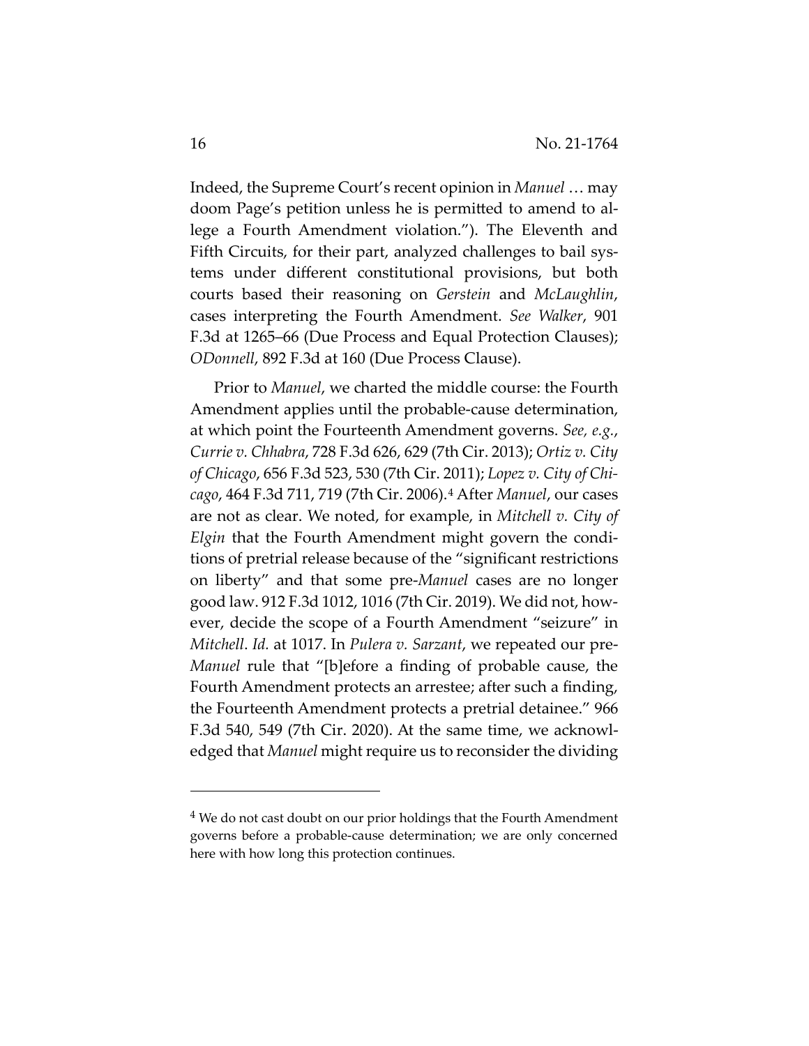Indeed, the Supreme Court's recent opinion in *Manuel* … may doom Page's petition unless he is permitted to amend to allege a Fourth Amendment violation."). The Eleventh and Fifth Circuits, for their part, analyzed challenges to bail systems under different constitutional provisions, but both courts based their reasoning on *Gerstein* and *McLaughlin*, cases interpreting the Fourth Amendment. *See Walker*, 901 F.3d at 1265–66 (Due Process and Equal Protection Clauses); *ODonnell*, 892 F.3d at 160 (Due Process Clause).

Prior to *Manuel*, we charted the middle course: the Fourth Amendment applies until the probable-cause determination, at which point the Fourteenth Amendment governs. *See, e.g.*, *Currie v. Chhabra*, 728 F.3d 626, 629 (7th Cir. 2013); *Ortiz v. City of Chicago*, 656 F.3d 523, 530 (7th Cir. 2011); *Lopez v. City of Chicago*, 464 F.3d 711, 719 (7th Cir. 2006).[4] After *Manuel*, our cases are not as clear. We noted, for example, in *Mitchell v. City of Elgin* that the Fourth Amendment might govern the conditions of pretrial release because of the "significant restrictions on liberty" and that some pre-*Manuel* cases are no longer good law. 912 F.3d 1012, 1016 (7th Cir. 2019). We did not, however, decide the scope of a Fourth Amendment "seizure" in *Mitchell*. *Id.* at 1017. In *Pulera v. Sarzant*, we repeated our pre-*Manuel* rule that "[b]efore a finding of probable cause, the Fourth Amendment protects an arrestee; after such a finding, the Fourteenth Amendment protects a pretrial detainee." 966 F.3d 540, 549 (7th Cir. 2020). At the same time, we acknowledged that *Manuel* might require us to reconsider the dividing

[4] We do not cast doubt on our prior holdings that the Fourth Amendment governs before a probable-cause determination; we are only concerned here with how long this protection continues.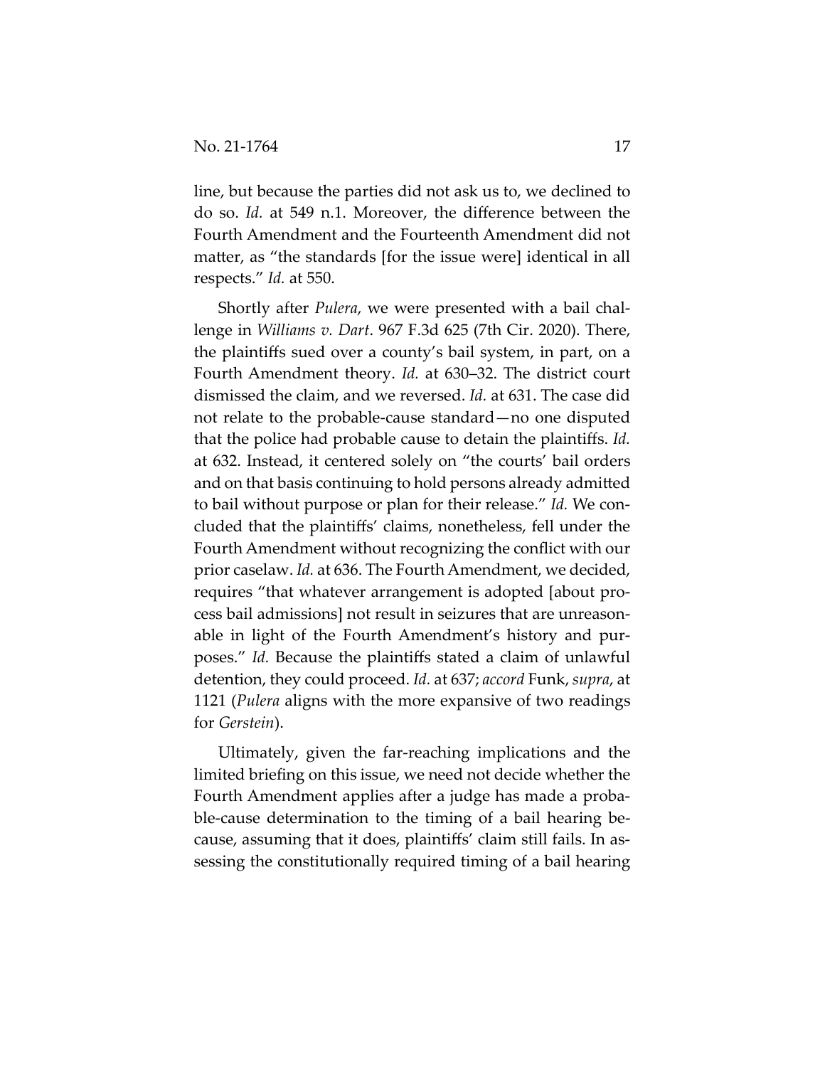line, but because the parties did not ask us to, we declined to do so. *Id.* at 549 n.1. Moreover, the difference between the Fourth Amendment and the Fourteenth Amendment did not matter, as "the standards [for the issue were] identical in all respects." *Id.* at 550.

Shortly after *Pulera*, we were presented with a bail challenge in *Williams v. Dart*. 967 F.3d 625 (7th Cir. 2020). There, the plaintiffs sued over a county's bail system, in part, on a Fourth Amendment theory. *Id.* at 630–32. The district court dismissed the claim, and we reversed. *Id.* at 631. The case did not relate to the probable-cause standard—no one disputed that the police had probable cause to detain the plaintiffs. *Id.* at 632. Instead, it centered solely on "the courts' bail orders and on that basis continuing to hold persons already admitted to bail without purpose or plan for their release." *Id.* We concluded that the plaintiffs' claims, nonetheless, fell under the Fourth Amendment without recognizing the conflict with our prior caselaw. *Id.* at 636. The Fourth Amendment, we decided, requires "that whatever arrangement is adopted [about process bail admissions] not result in seizures that are unreasonable in light of the Fourth Amendment's history and purposes." *Id.* Because the plaintiffs stated a claim of unlawful detention, they could proceed. *Id.* at 637; *accord* Funk, *supra*, at 1121 (*Pulera* aligns with the more expansive of two readings for *Gerstein*).

Ultimately, given the far-reaching implications and the limited briefing on this issue, we need not decide whether the Fourth Amendment applies after a judge has made a probable-cause determination to the timing of a bail hearing because, assuming that it does, plaintiffs' claim still fails. In assessing the constitutionally required timing of a bail hearing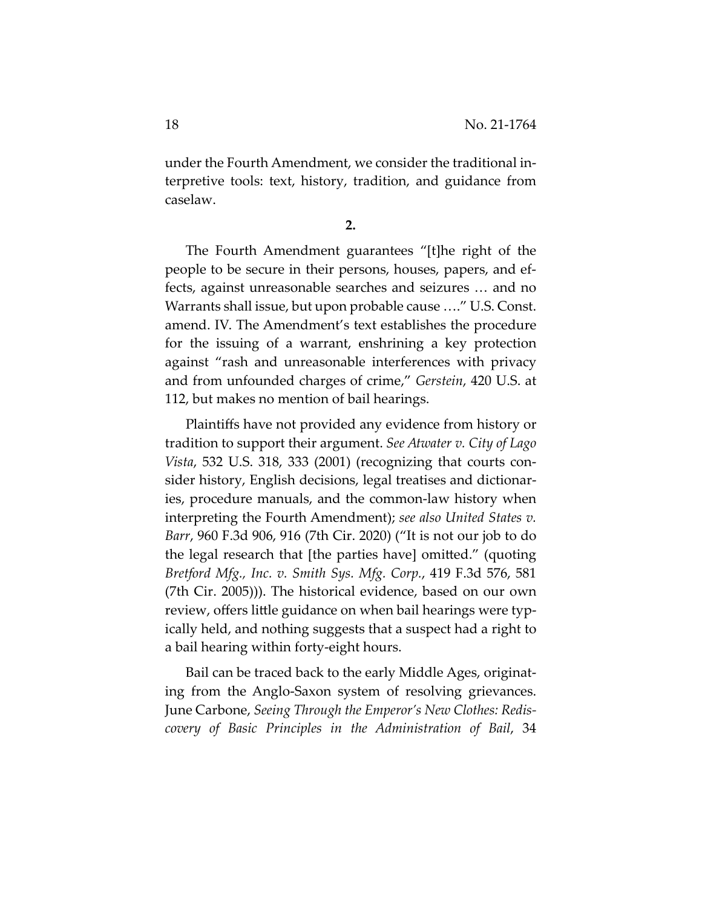under the Fourth Amendment, we consider the traditional interpretive tools: text, history, tradition, and guidance from caselaw.

**2.**

The Fourth Amendment guarantees "[t]he right of the people to be secure in their persons, houses, papers, and effects, against unreasonable searches and seizures … and no Warrants shall issue, but upon probable cause …." U.S. Const. amend. IV. The Amendment's text establishes the procedure for the issuing of a warrant, enshrining a key protection against "rash and unreasonable interferences with privacy and from unfounded charges of crime," *Gerstein*, 420 U.S. at 112, but makes no mention of bail hearings.

Plaintiffs have not provided any evidence from history or tradition to support their argument. *See Atwater v. City of Lago Vista*, 532 U.S. 318, 333 (2001) (recognizing that courts consider history, English decisions, legal treatises and dictionaries, procedure manuals, and the common-law history when interpreting the Fourth Amendment); *see also United States v. Barr*, 960 F.3d 906, 916 (7th Cir. 2020) ("It is not our job to do the legal research that [the parties have] omitted." (quoting *Bretford Mfg., Inc. v. Smith Sys. Mfg. Corp.*, 419 F.3d 576, 581 (7th Cir. 2005))). The historical evidence, based on our own review, offers little guidance on when bail hearings were typically held, and nothing suggests that a suspect had a right to a bail hearing within forty-eight hours.

Bail can be traced back to the early Middle Ages, originating from the Anglo-Saxon system of resolving grievances. June Carbone, *Seeing Through the Emperor's New Clothes: Rediscovery of Basic Principles in the Administration of Bail*, 34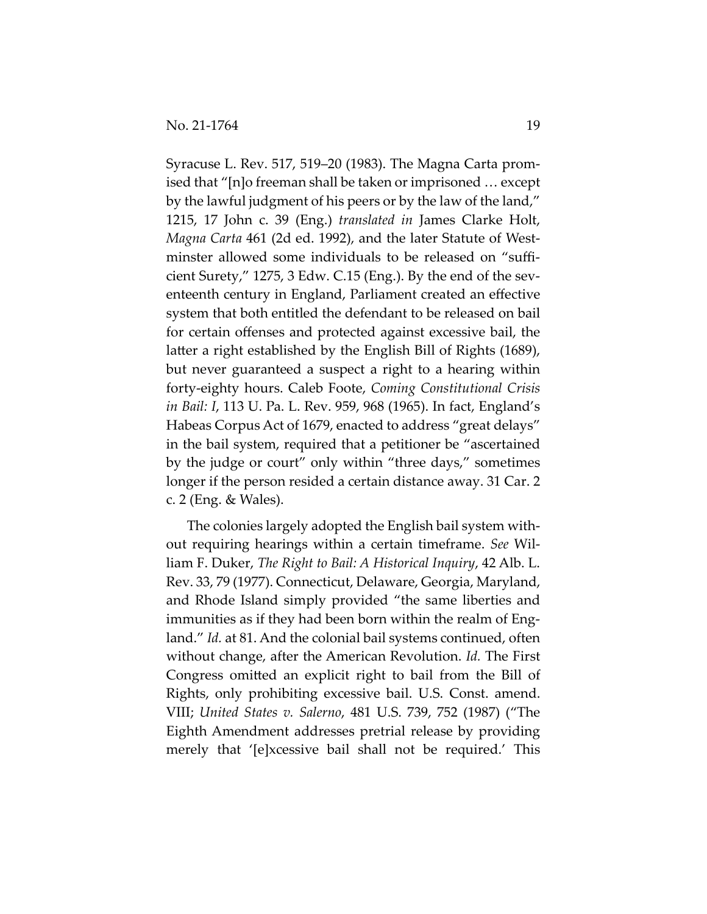Syracuse L. Rev. 517, 519–20 (1983). The Magna Carta promised that "[n]o freeman shall be taken or imprisoned … except by the lawful judgment of his peers or by the law of the land," 1215, 17 John c. 39 (Eng.) *translated in* James Clarke Holt, *Magna Carta* 461 (2d ed. 1992), and the later Statute of Westminster allowed some individuals to be released on "sufficient Surety," 1275, 3 Edw. C.15 (Eng.). By the end of the seventeenth century in England, Parliament created an effective system that both entitled the defendant to be released on bail for certain offenses and protected against excessive bail, the latter a right established by the English Bill of Rights (1689), but never guaranteed a suspect a right to a hearing within forty-eighty hours. Caleb Foote, *Coming Constitutional Crisis in Bail: I*, 113 U. Pa. L. Rev. 959, 968 (1965). In fact, England's Habeas Corpus Act of 1679, enacted to address "great delays" in the bail system, required that a petitioner be "ascertained by the judge or court" only within "three days," sometimes longer if the person resided a certain distance away. 31 Car. 2 c. 2 (Eng. & Wales).

The colonies largely adopted the English bail system without requiring hearings within a certain timeframe. *See* William F. Duker, *The Right to Bail: A Historical Inquiry*, 42 Alb. L. Rev. 33, 79 (1977). Connecticut, Delaware, Georgia, Maryland, and Rhode Island simply provided "the same liberties and immunities as if they had been born within the realm of England." *Id.* at 81. And the colonial bail systems continued, often without change, after the American Revolution. *Id.* The First Congress omitted an explicit right to bail from the Bill of Rights, only prohibiting excessive bail. U.S. Const. amend. VIII; *United States v. Salerno*, 481 U.S. 739, 752 (1987) ("The Eighth Amendment addresses pretrial release by providing merely that '[e]xcessive bail shall not be required.' This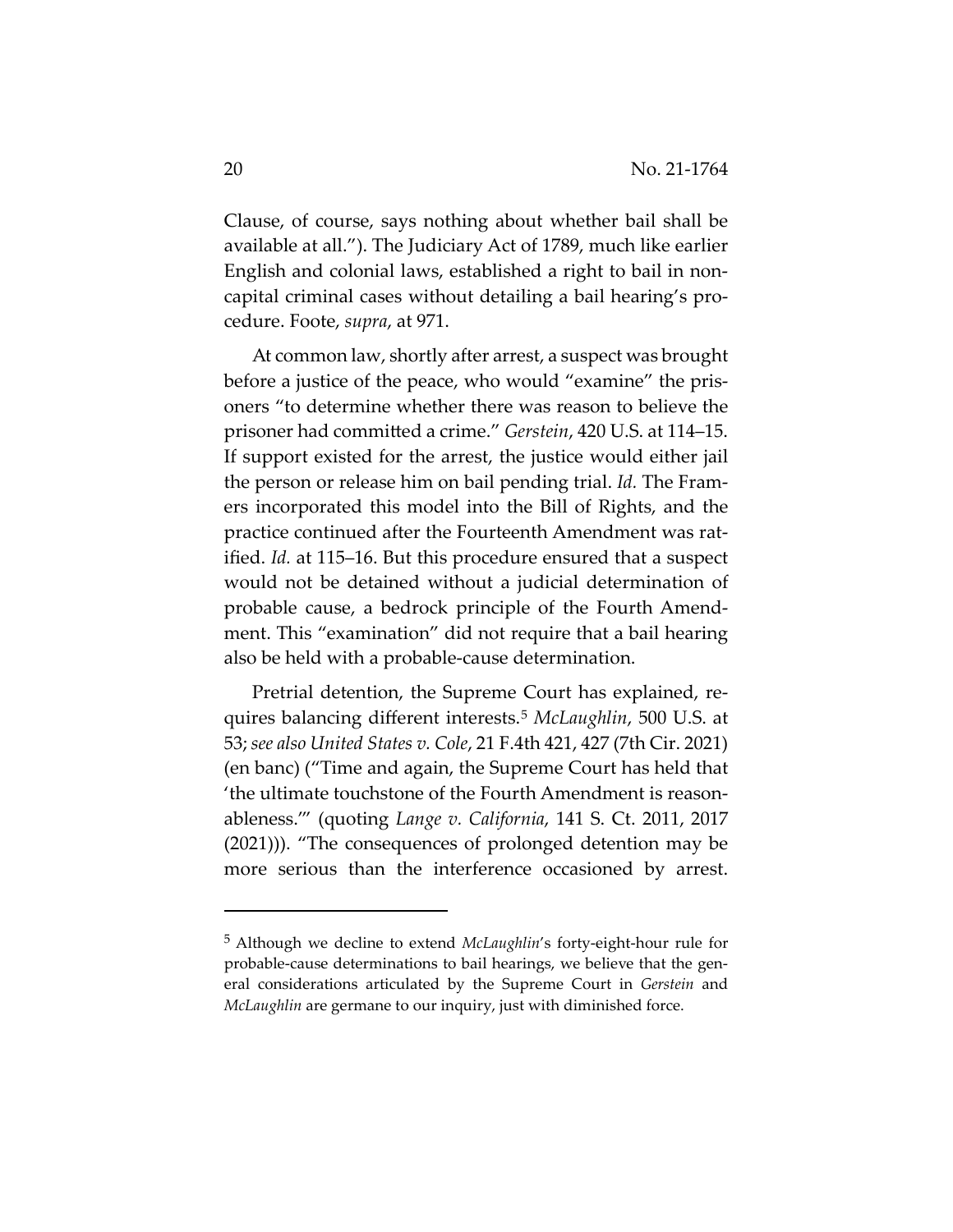Clause, of course, says nothing about whether bail shall be available at all."). The Judiciary Act of 1789, much like earlier English and colonial laws, established a right to bail in non-capital criminal cases without detailing a bail hearing's procedure. Foote, *supra*, at 971.

At common law, shortly after arrest, a suspect was brought before a justice of the peace, who would "examine" the prisoners "to determine whether there was reason to believe the prisoner had committed a crime." *Gerstein*, 420 U.S. at 114–15. If support existed for the arrest, the justice would either jail the person or release him on bail pending trial. *Id.* The Framers incorporated this model into the Bill of Rights, and the practice continued after the Fourteenth Amendment was ratified. *Id.* at 115–16. But this procedure ensured that a suspect would not be detained without a judicial determination of probable cause, a bedrock principle of the Fourth Amendment. This "examination" did not require that a bail hearing also be held with a probable-cause determination.

Pretrial detention, the Supreme Court has explained, requires balancing different interests.[5] *McLaughlin*, 500 U.S. at 53; *see also United States v. Cole*, 21 F.4th 421, 427 (7th Cir. 2021) (en banc) ("Time and again, the Supreme Court has held that 'the ultimate touchstone of the Fourth Amendment is reasonableness.'" (quoting *Lange v. California*, 141 S. Ct. 2011, 2017 (2021))). "The consequences of prolonged detention may be more serious than the interference occasioned by arrest.

---

[5] Although we decline to extend *McLaughlin*'s forty-eight-hour rule for probable-cause determinations to bail hearings, we believe that the general considerations articulated by the Supreme Court in *Gerstein* and *McLaughlin* are germane to our inquiry, just with diminished force.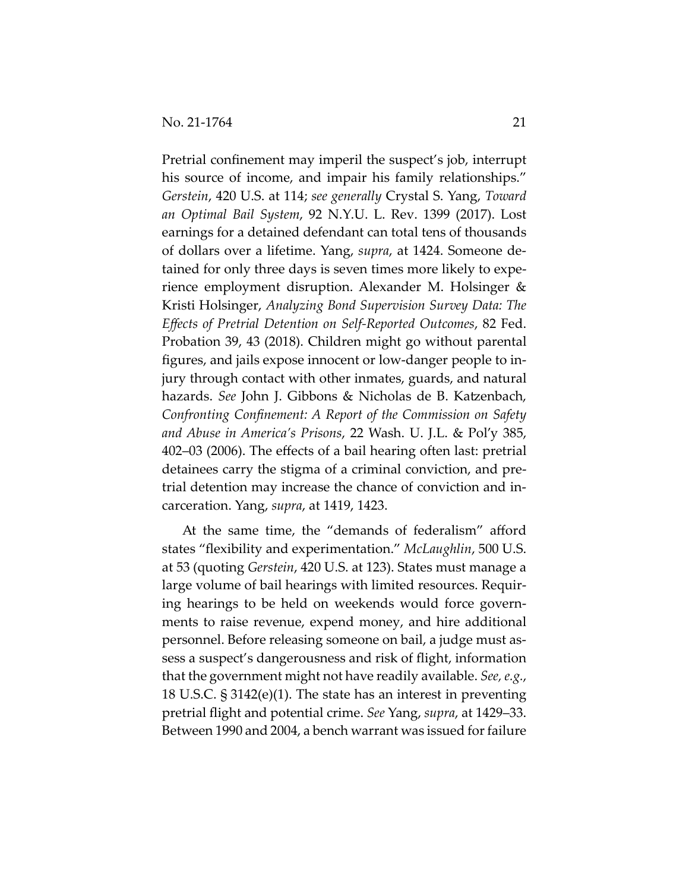Pretrial confinement may imperil the suspect's job, interrupt his source of income, and impair his family relationships." *Gerstein*, 420 U.S. at 114; *see generally* Crystal S. Yang, *Toward an Optimal Bail System*, 92 N.Y.U. L. Rev. 1399 (2017). Lost earnings for a detained defendant can total tens of thousands of dollars over a lifetime. Yang, *supra*, at 1424. Someone detained for only three days is seven times more likely to experience employment disruption. Alexander M. Holsinger & Kristi Holsinger, *Analyzing Bond Supervision Survey Data: The Effects of Pretrial Detention on Self-Reported Outcomes*, 82 Fed. Probation 39, 43 (2018). Children might go without parental figures, and jails expose innocent or low-danger people to injury through contact with other inmates, guards, and natural hazards. *See* John J. Gibbons & Nicholas de B. Katzenbach, *Confronting Confinement: A Report of the Commission on Safety and Abuse in America's Prisons*, 22 Wash. U. J.L. & Pol'y 385, 402–03 (2006). The effects of a bail hearing often last: pretrial detainees carry the stigma of a criminal conviction, and pretrial detention may increase the chance of conviction and incarceration. Yang, *supra*, at 1419, 1423.

At the same time, the "demands of federalism" afford states "flexibility and experimentation." *McLaughlin*, 500 U.S. at 53 (quoting *Gerstein*, 420 U.S. at 123). States must manage a large volume of bail hearings with limited resources. Requiring hearings to be held on weekends would force governments to raise revenue, expend money, and hire additional personnel. Before releasing someone on bail, a judge must assess a suspect's dangerousness and risk of flight, information that the government might not have readily available. *See, e.g.*, 18 U.S.C. § 3142(e)(1). The state has an interest in preventing pretrial flight and potential crime. *See* Yang, *supra*, at 1429–33. Between 1990 and 2004, a bench warrant was issued for failure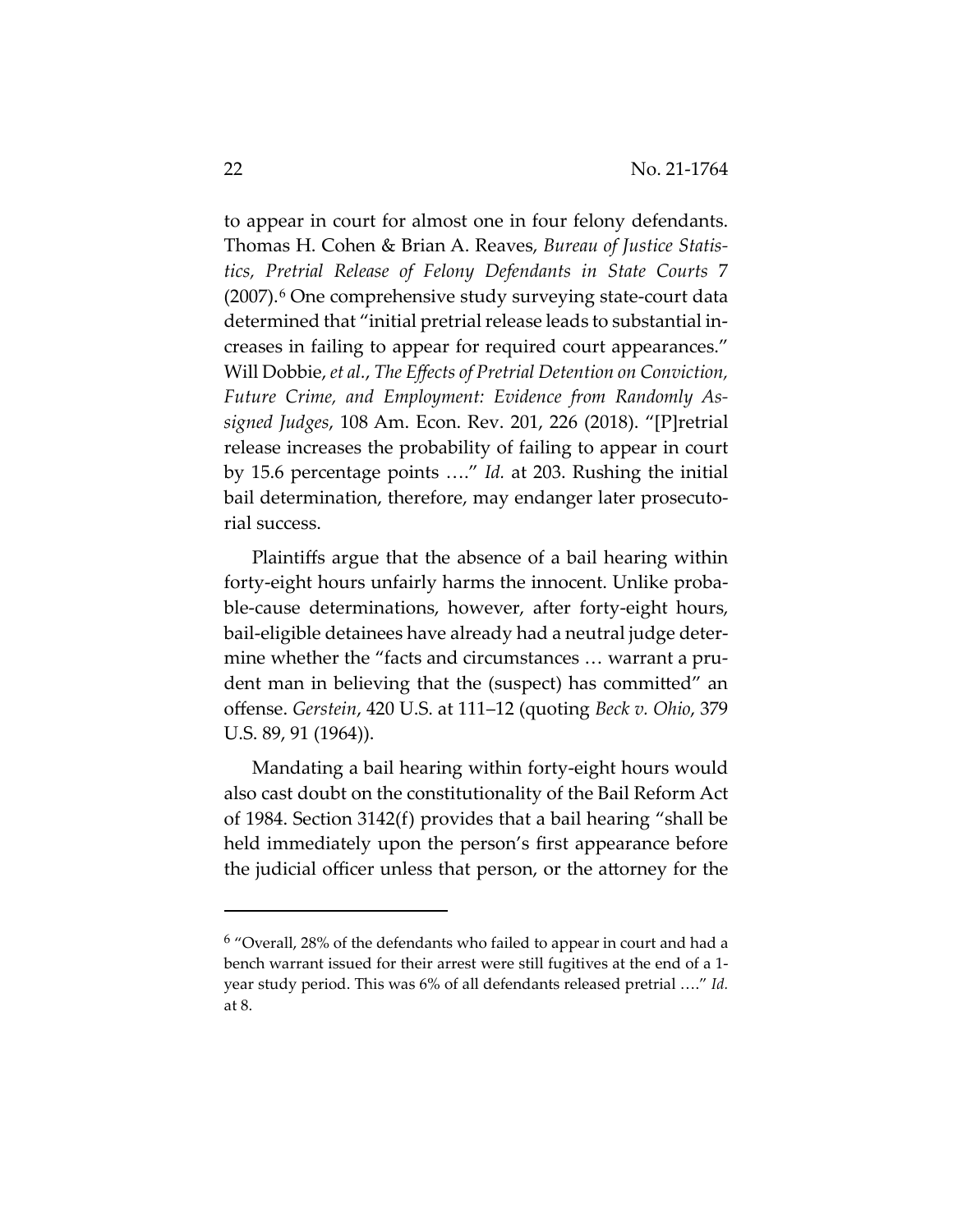to appear in court for almost one in four felony defendants. Thomas H. Cohen & Brian A. Reaves, *Bureau of Justice Statistics, Pretrial Release of Felony Defendants in State Courts* 7 (2007).[6] One comprehensive study surveying state-court data determined that "initial pretrial release leads to substantial increases in failing to appear for required court appearances." Will Dobbie, *et al.*, *The Effects of Pretrial Detention on Conviction, Future Crime, and Employment: Evidence from Randomly Assigned Judges*, 108 Am. Econ. Rev. 201, 226 (2018). "[P]retrial release increases the probability of failing to appear in court by 15.6 percentage points …." *Id.* at 203. Rushing the initial bail determination, therefore, may endanger later prosecutorial success.

Plaintiffs argue that the absence of a bail hearing within forty-eight hours unfairly harms the innocent. Unlike probable-cause determinations, however, after forty-eight hours, bail-eligible detainees have already had a neutral judge determine whether the "facts and circumstances … warrant a prudent man in believing that the (suspect) has committed" an offense. *Gerstein*, 420 U.S. at 111–12 (quoting *Beck v. Ohio*, 379 U.S. 89, 91 (1964)).

Mandating a bail hearing within forty-eight hours would also cast doubt on the constitutionality of the Bail Reform Act of 1984. Section 3142(f) provides that a bail hearing "shall be held immediately upon the person's first appearance before the judicial officer unless that person, or the attorney for the

---

[6] "Overall, 28% of the defendants who failed to appear in court and had a bench warrant issued for their arrest were still fugitives at the end of a 1-year study period. This was 6% of all defendants released pretrial …." *Id.* at 8.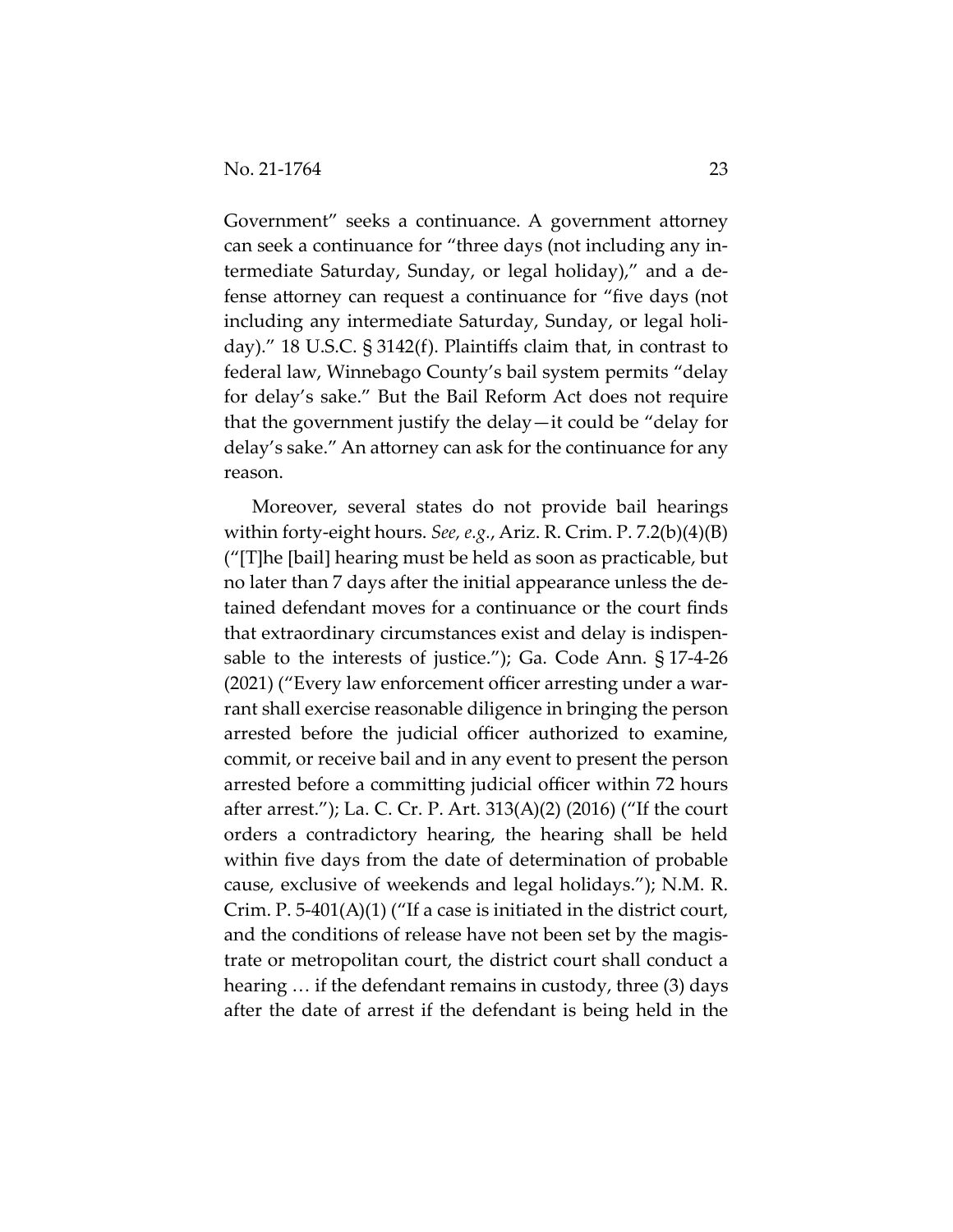Government" seeks a continuance. A government attorney can seek a continuance for "three days (not including any intermediate Saturday, Sunday, or legal holiday)," and a defense attorney can request a continuance for "five days (not including any intermediate Saturday, Sunday, or legal holiday)." 18 U.S.C. § 3142(f). Plaintiffs claim that, in contrast to federal law, Winnebago County's bail system permits "delay for delay's sake." But the Bail Reform Act does not require that the government justify the delay—it could be "delay for delay's sake." An attorney can ask for the continuance for any reason.

Moreover, several states do not provide bail hearings within forty-eight hours. *See, e.g.*, Ariz. R. Crim. P. 7.2(b)(4)(B) ("[T]he [bail] hearing must be held as soon as practicable, but no later than 7 days after the initial appearance unless the detained defendant moves for a continuance or the court finds that extraordinary circumstances exist and delay is indispensable to the interests of justice."); Ga. Code Ann. § 17-4-26 (2021) ("Every law enforcement officer arresting under a warrant shall exercise reasonable diligence in bringing the person arrested before the judicial officer authorized to examine, commit, or receive bail and in any event to present the person arrested before a committing judicial officer within 72 hours after arrest."); La. C. Cr. P. Art. 313(A)(2) (2016) ("If the court orders a contradictory hearing, the hearing shall be held within five days from the date of determination of probable cause, exclusive of weekends and legal holidays."); N.M. R. Crim. P. 5-401(A)(1) ("If a case is initiated in the district court, and the conditions of release have not been set by the magistrate or metropolitan court, the district court shall conduct a hearing … if the defendant remains in custody, three (3) days after the date of arrest if the defendant is being held in the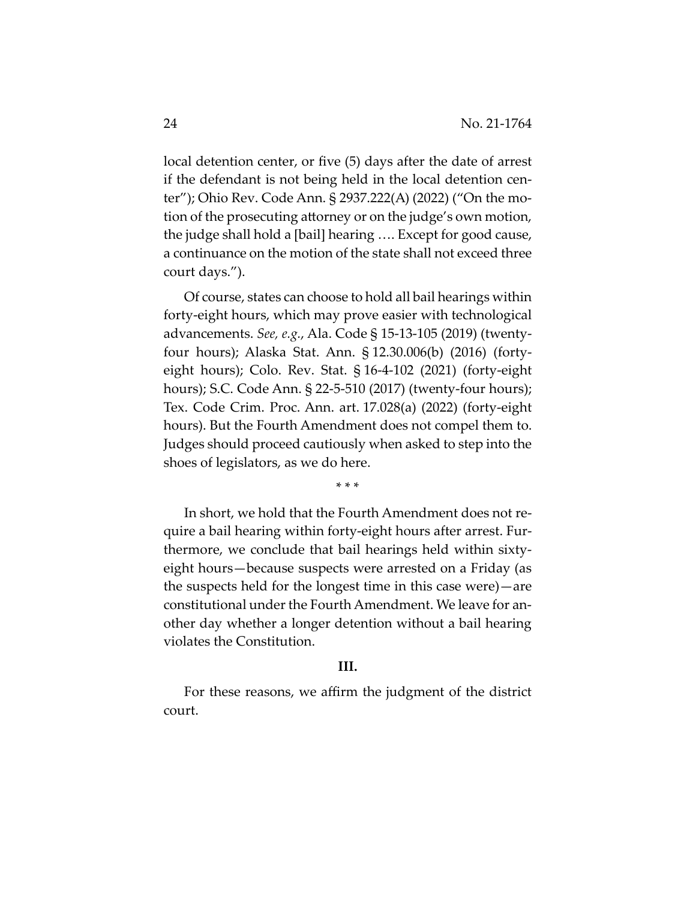local detention center, or five (5) days after the date of arrest if the defendant is not being held in the local detention center"); Ohio Rev. Code Ann. § 2937.222(A) (2022) ("On the motion of the prosecuting attorney or on the judge's own motion, the judge shall hold a [bail] hearing …. Except for good cause, a continuance on the motion of the state shall not exceed three court days.").

Of course, states can choose to hold all bail hearings within forty-eight hours, which may prove easier with technological advancements. *See, e.g.*, Ala. Code § 15-13-105 (2019) (twenty-four hours); Alaska Stat. Ann. § 12.30.006(b) (2016) (forty-eight hours); Colo. Rev. Stat. § 16-4-102 (2021) (forty-eight hours); S.C. Code Ann. § 22-5-510 (2017) (twenty-four hours); Tex. Code Crim. Proc. Ann. art. 17.028(a) (2022) (forty-eight hours). But the Fourth Amendment does not compel them to. Judges should proceed cautiously when asked to step into the shoes of legislators, as we do here.

\* \* \*

In short, we hold that the Fourth Amendment does not require a bail hearing within forty-eight hours after arrest. Furthermore, we conclude that bail hearings held within sixty-eight hours—because suspects were arrested on a Friday (as the suspects held for the longest time in this case were)—are constitutional under the Fourth Amendment. We leave for another day whether a longer detention without a bail hearing violates the Constitution.

### III.

For these reasons, we affirm the judgment of the district court.